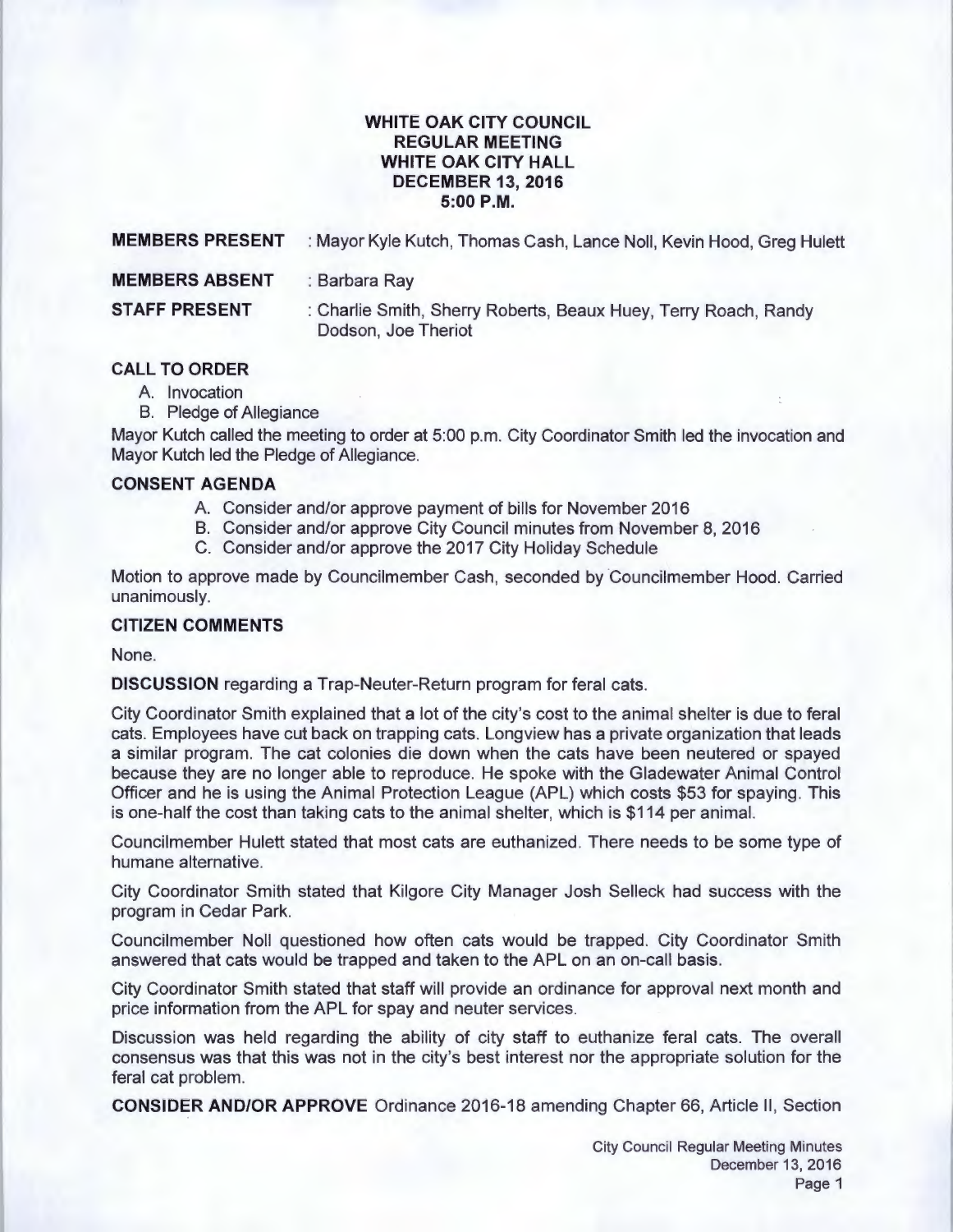# WHITE OAK CITY COUNCIL
## REGULAR MEETING
## WHITE OAK CITY HALL
## DECEMBER 13, 2016
## 5:00 P.M.

**MEMBERS PRESENT** : Mayor Kyle Kutch, Thomas Cash, Lance Noll, Kevin Hood, Greg Hulett

**MEMBERS ABSENT** : Barbara Ray

**STAFF PRESENT** : Charlie Smith, Sherry Roberts, Beaux Huey, Terry Roach, Randy Dodson, Joe Theriot

**CALL TO ORDER**

A. Invocation
B. Pledge of Allegiance

Mayor Kutch called the meeting to order at 5:00 p.m. City Coordinator Smith led the invocation and Mayor Kutch led the Pledge of Allegiance.

**CONSENT AGENDA**

A. Consider and/or approve payment of bills for November 2016
B. Consider and/or approve City Council minutes from November 8, 2016
C. Consider and/or approve the 2017 City Holiday Schedule

Motion to approve made by Councilmember Cash, seconded by Councilmember Hood. Carried unanimously.

**CITIZEN COMMENTS**

None.

**DISCUSSION** regarding a Trap-Neuter-Return program for feral cats.

City Coordinator Smith explained that a lot of the city's cost to the animal shelter is due to feral cats. Employees have cut back on trapping cats. Longview has a private organization that leads a similar program. The cat colonies die down when the cats have been neutered or spayed because they are no longer able to reproduce. He spoke with the Gladewater Animal Control Officer and he is using the Animal Protection League (APL) which costs $53 for spaying. This is one-half the cost than taking cats to the animal shelter, which is $114 per animal.

Councilmember Hulett stated that most cats are euthanized. There needs to be some type of humane alternative.

City Coordinator Smith stated that Kilgore City Manager Josh Selleck had success with the program in Cedar Park.

Councilmember Noll questioned how often cats would be trapped. City Coordinator Smith answered that cats would be trapped and taken to the APL on an on-call basis.

City Coordinator Smith stated that staff will provide an ordinance for approval next month and price information from the APL for spay and neuter services.

Discussion was held regarding the ability of city staff to euthanize feral cats. The overall consensus was that this was not in the city's best interest nor the appropriate solution for the feral cat problem.

**CONSIDER AND/OR APPROVE** Ordinance 2016-18 amending Chapter 66, Article II, Section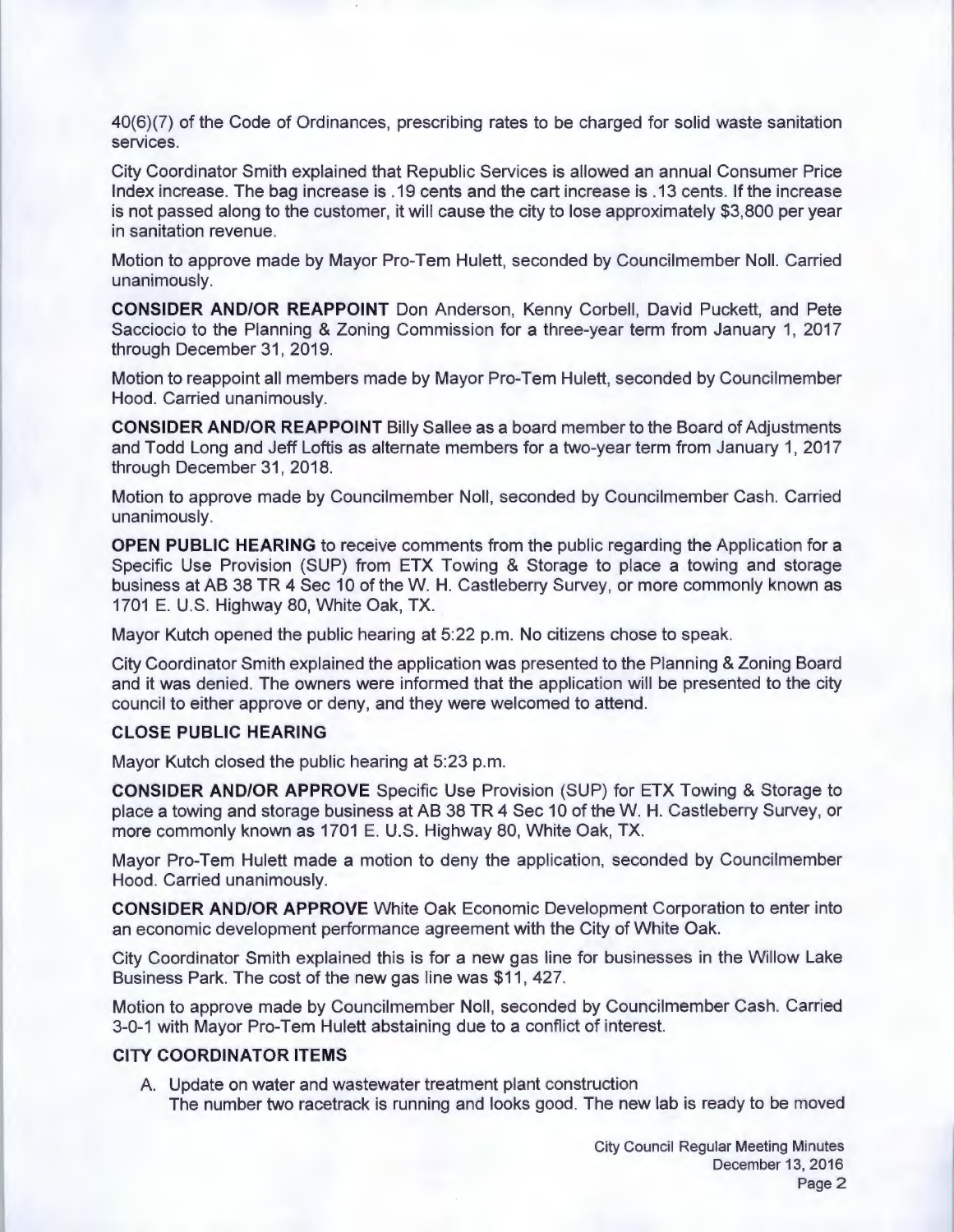40(6)(7) of the Code of Ordinances, prescribing rates to be charged for solid waste sanitation services.

City Coordinator Smith explained that Republic Services is allowed an annual Consumer Price Index increase. The bag increase is .19 cents and the cart increase is .13 cents. If the increase is not passed along to the customer, it will cause the city to lose approximately $3,800 per year in sanitation revenue.

Motion to approve made by Mayor Pro-Tem Hulett, seconded by Councilmember Noll. Carried unanimously.

**CONSIDER AND/OR REAPPOINT** Don Anderson, Kenny Corbell, David Puckett, and Pete Sacciocio to the Planning & Zoning Commission for a three-year term from January 1, 2017 through December 31, 2019.

Motion to reappoint all members made by Mayor Pro-Tem Hulett, seconded by Councilmember Hood. Carried unanimously.

**CONSIDER AND/OR REAPPOINT** Billy Sallee as a board member to the Board of Adjustments and Todd Long and Jeff Loftis as alternate members for a two-year term from January 1, 2017 through December 31, 2018.

Motion to approve made by Councilmember Noll, seconded by Councilmember Cash. Carried unanimously.

**OPEN PUBLIC HEARING** to receive comments from the public regarding the Application for a Specific Use Provision (SUP) from ETX Towing & Storage to place a towing and storage business at AB 38 TR 4 Sec 10 of the W. H. Castleberry Survey, or more commonly known as 1701 E. U.S. Highway 80, White Oak, TX.

Mayor Kutch opened the public hearing at 5:22 p.m. No citizens chose to speak.

City Coordinator Smith explained the application was presented to the Planning & Zoning Board and it was denied. The owners were informed that the application will be presented to the city council to either approve or deny, and they were welcomed to attend.

**CLOSE PUBLIC HEARING**

Mayor Kutch closed the public hearing at 5:23 p.m.

**CONSIDER AND/OR APPROVE** Specific Use Provision (SUP) for ETX Towing & Storage to place a towing and storage business at AB 38 TR 4 Sec 10 of the W. H. Castleberry Survey, or more commonly known as 1701 E. U.S. Highway 80, White Oak, TX.

Mayor Pro-Tem Hulett made a motion to deny the application, seconded by Councilmember Hood. Carried unanimously.

**CONSIDER AND/OR APPROVE** White Oak Economic Development Corporation to enter into an economic development performance agreement with the City of White Oak.

City Coordinator Smith explained this is for a new gas line for businesses in the Willow Lake Business Park. The cost of the new gas line was $11, 427.

Motion to approve made by Councilmember Noll, seconded by Councilmember Cash. Carried 3-0-1 with Mayor Pro-Tem Hulett abstaining due to a conflict of interest.

**CITY COORDINATOR ITEMS**

A. Update on water and wastewater treatment plant construction
   The number two racetrack is running and looks good. The new lab is ready to be moved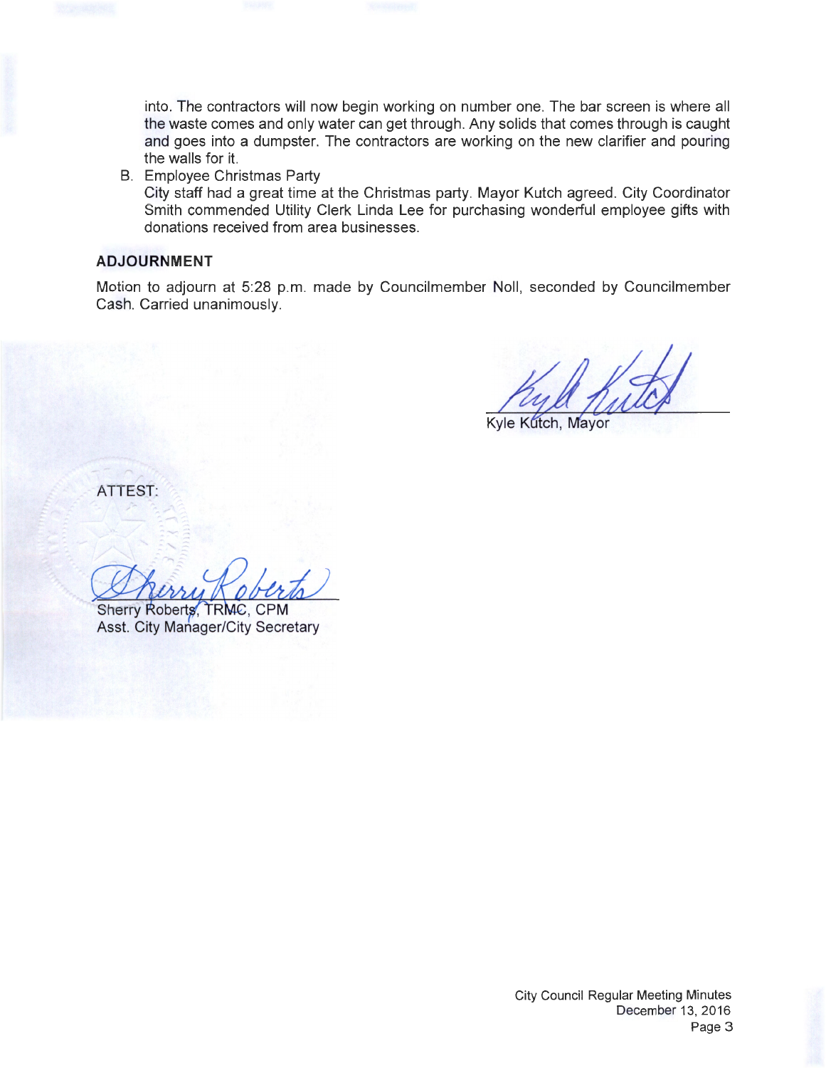into. The contractors will now begin working on number one. The bar screen is where all the waste comes and only water can get through. Any solids that comes through is caught and goes into a dumpster. The contractors are working on the new clarifier and pouring the walls for it.

B. Employee Christmas Party

City staff had a great time at the Christmas party. Mayor Kutch agreed. City Coordinator Smith commended Utility Clerk Linda Lee for purchasing wonderful employee gifts with donations received from area businesses.

## ADJOURNMENT

Motion to adjourn at 5:28 p.m. made by Councilmember Noll, seconded by Councilmember Cash. Carried unanimously.

Kyle Kutch, Mayor

ATTEST:

Sherry Roberts, TRMC, CPM
Asst. City Manager/City Secretary

City Council Regular Meeting Minutes
December 13, 2016